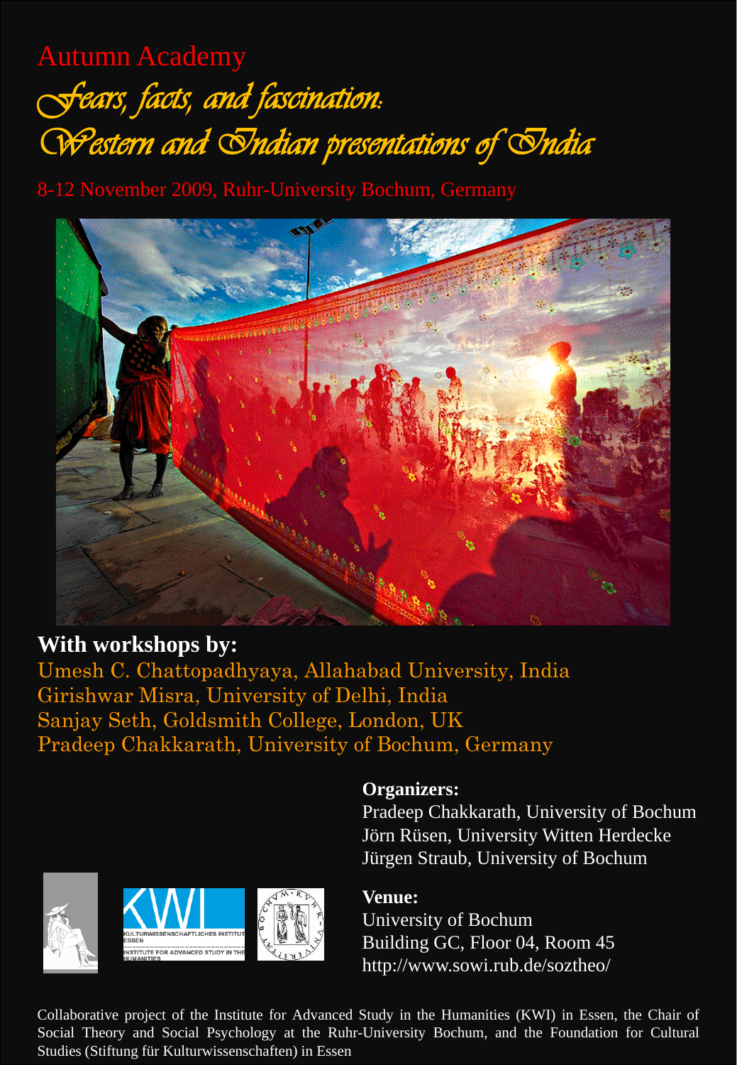Autumn Academy

# *Fears, facts, and fascination: Western and Indian presentations of India*

8-12 November 2009, Ruhr-University Bochum, Germany

**With workshops by:**

Umesh C. Chattopadhyaya, Allahabad University, India
Girishwar Misra, University of Delhi, India
Sanjay Seth, Goldsmith College, London, UK
Pradeep Chakkarath, University of Bochum, Germany

**Organizers:**

Pradeep Chakkarath, University of Bochum
Jörn Rüsen, University Witten Herdecke
Jürgen Straub, University of Bochum

**Venue:**

University of Bochum
Building GC, Floor 04, Room 45
http://www.sowi.rub.de/soztheo/

Collaborative project of the Institute for Advanced Study in the Humanities (KWI) in Essen, the Chair of Social Theory and Social Psychology at the Ruhr-University Bochum, and the Foundation for Cultural Studies (Stiftung für Kulturwissenschaften) in Essen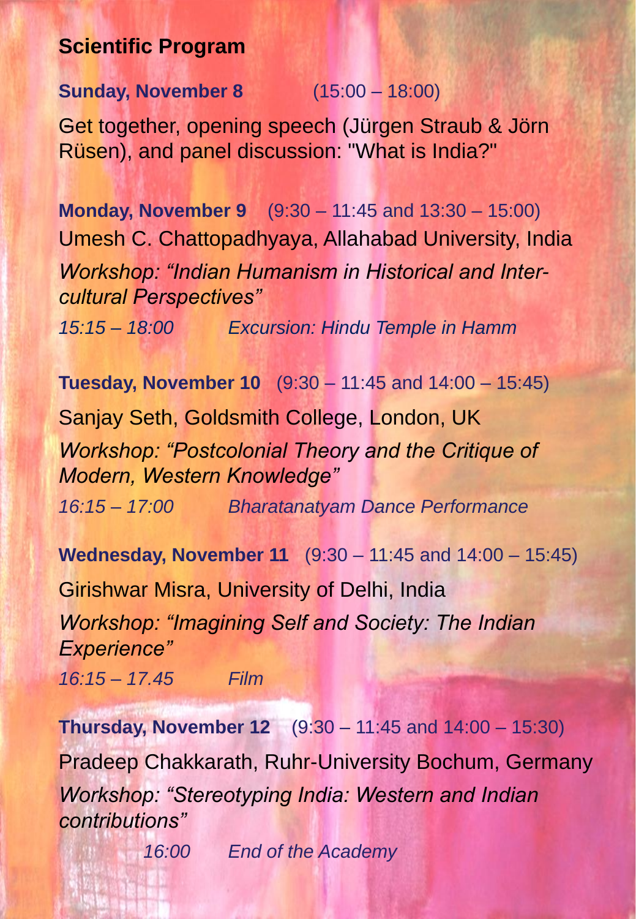## Scientific Program

**Sunday, November 8** (15:00 – 18:00)

Get together, opening speech (Jürgen Straub & Jörn Rüsen), and panel discussion: "What is India?"

**Monday, November 9** (9:30 – 11:45 and 13:30 – 15:00)

Umesh C. Chattopadhyaya, Allahabad University, India

*Workshop: "Indian Humanism in Historical and Inter-cultural Perspectives"*

*15:15 – 18:00 Excursion: Hindu Temple in Hamm*

**Tuesday, November 10** (9:30 – 11:45 and 14:00 – 15:45)

Sanjay Seth, Goldsmith College, London, UK

*Workshop: "Postcolonial Theory and the Critique of Modern, Western Knowledge"*

*16:15 – 17:00 Bharatanatyam Dance Performance*

**Wednesday, November 11** (9:30 – 11:45 and 14:00 – 15:45)

Girishwar Misra, University of Delhi, India

*Workshop: "Imagining Self and Society: The Indian Experience"*

*16:15 – 17.45 Film*

**Thursday, November 12** (9:30 – 11:45 and 14:00 – 15:30)

Pradeep Chakkarath, Ruhr-University Bochum, Germany

*Workshop: "Stereotyping India: Western and Indian contributions"*

*16:00 End of the Academy*